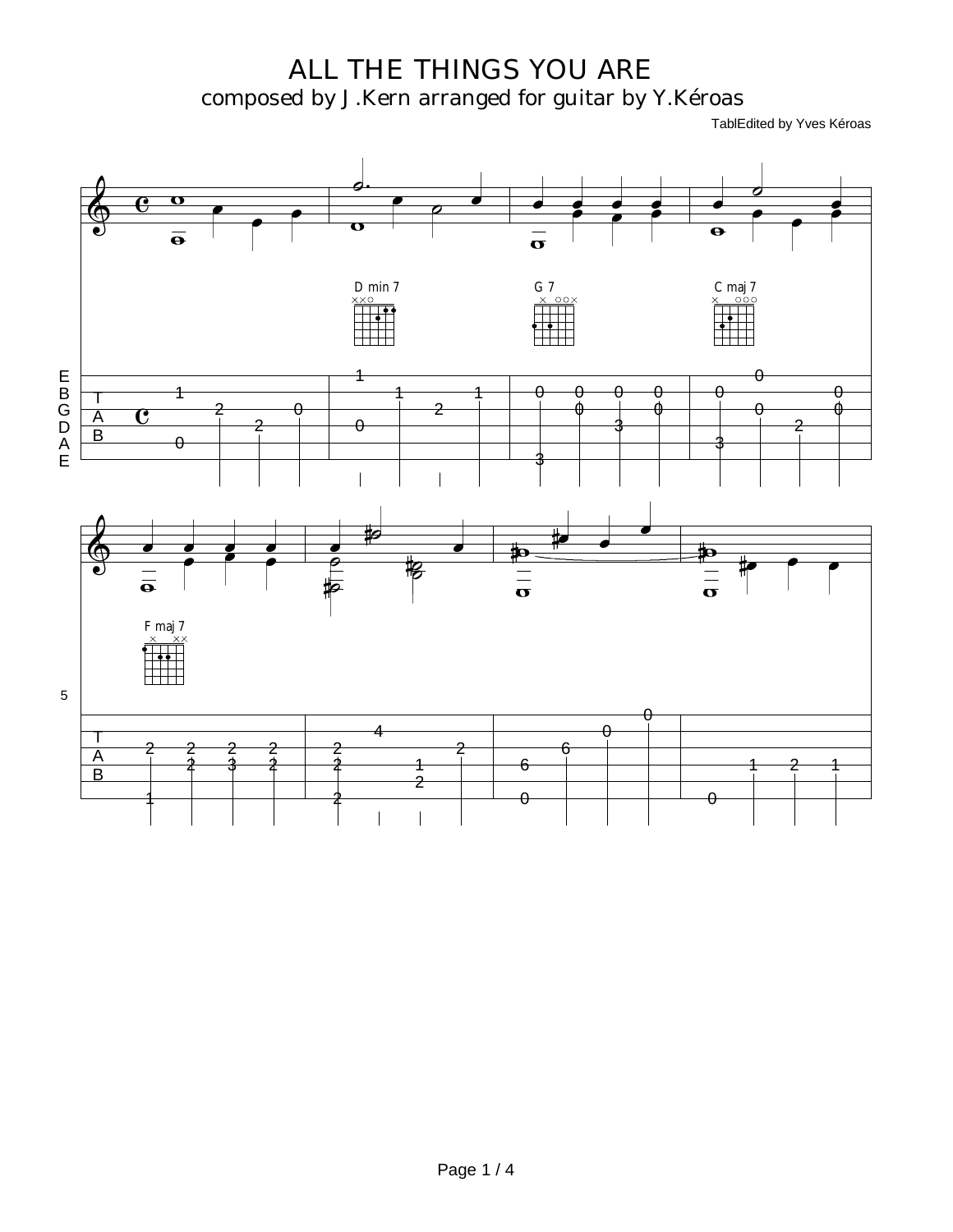# ALL THE THINGS YOU ARE

## composed by J.Kern arranged for guitar by Y.Kéroas

TablEdited by Yves Kéroas

D min 7

G 7

C maj 7

F maj 7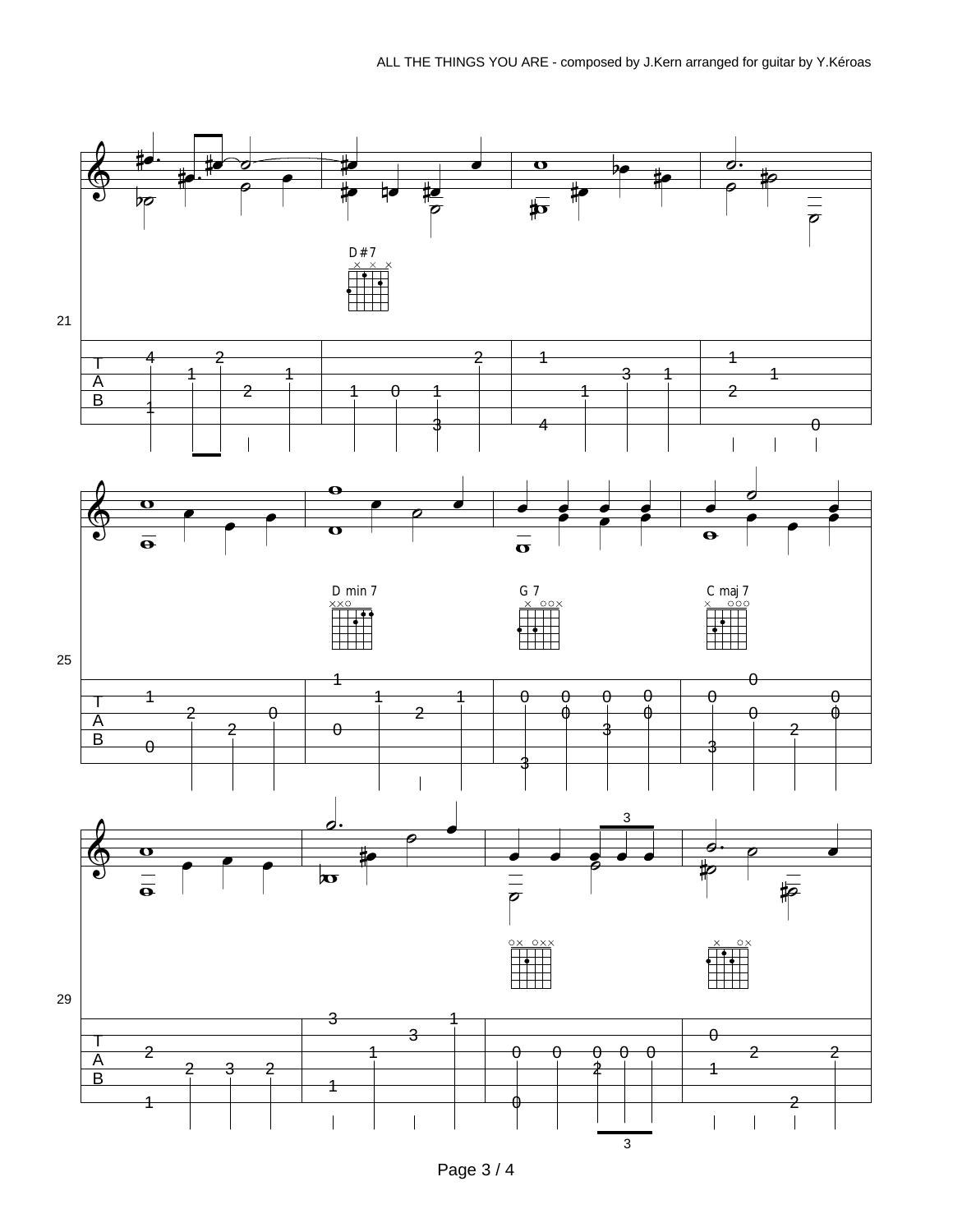D#7

D min 7

G 7

C maj 7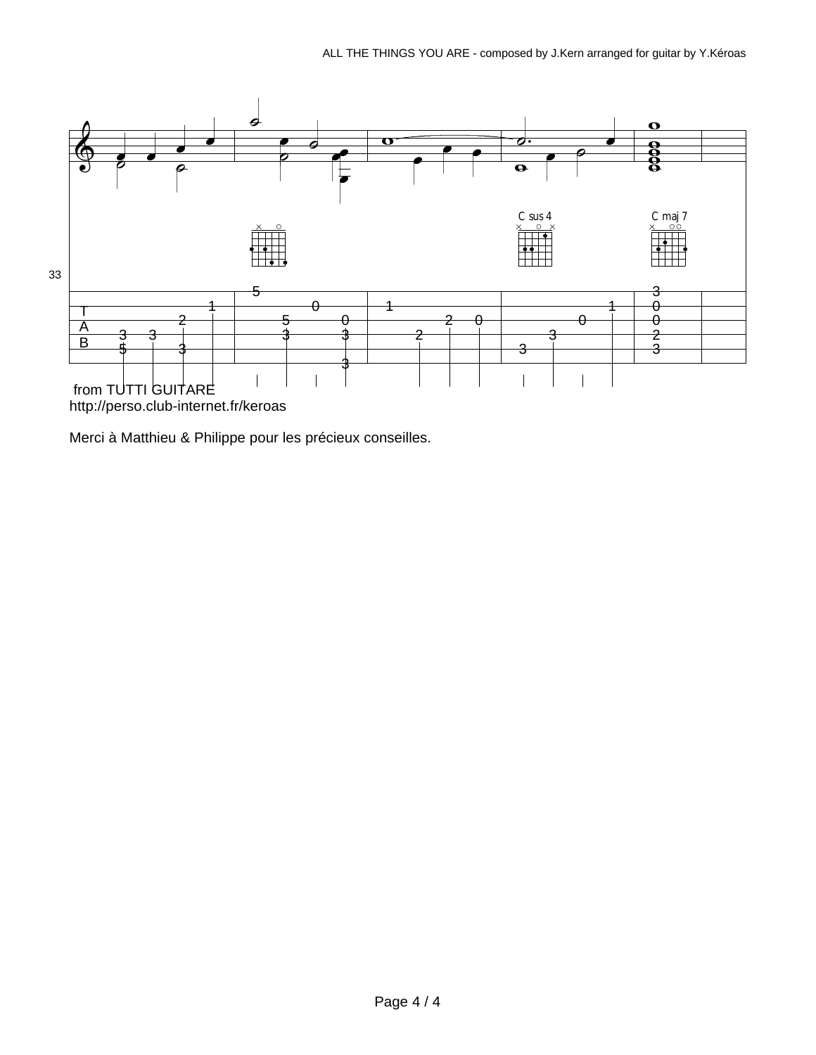from TUTTI GUITARE
http://perso.club-internet.fr/keroas

Merci à Matthieu & Philippe pour les précieux conseilles.